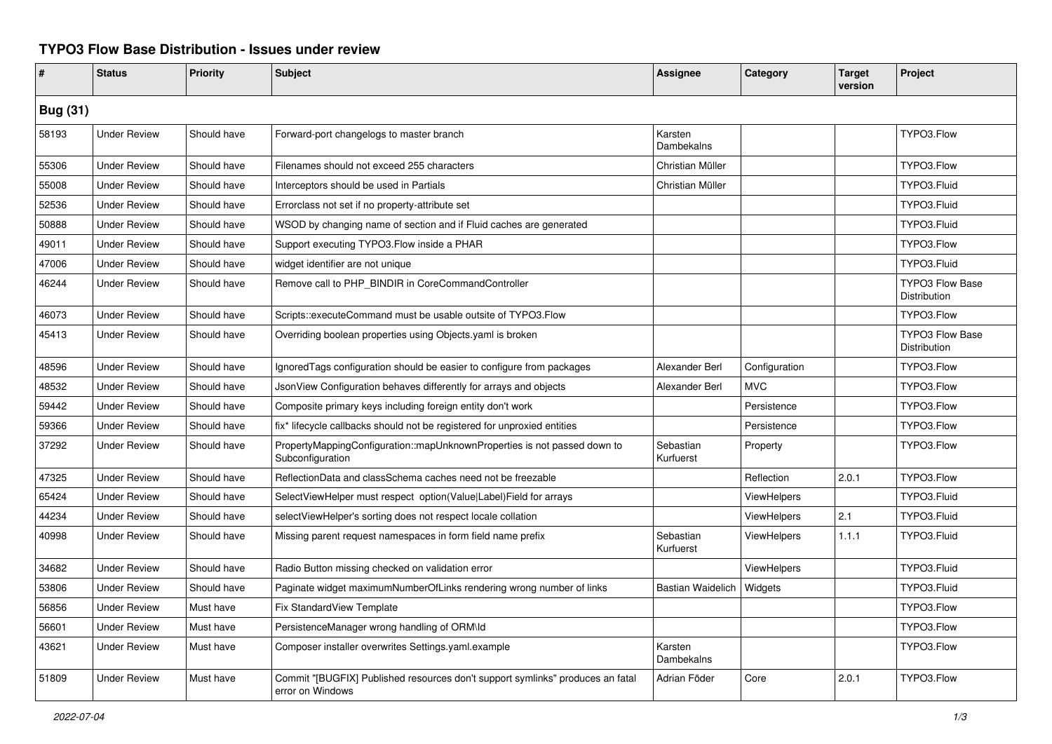# TYPO3 Flow Base Distribution - Issues under review

| # | Status | Priority | Subject | Assignee | Category | Target version | Project |
|---|---|---|---|---|---|---|---|
| **Bug (31)** | | | | | | | |
| 58193 | Under Review | Should have | Forward-port changelogs to master branch | Karsten Dambekalns | | | TYPO3.Flow |
| 55306 | Under Review | Should have | Filenames should not exceed 255 characters | Christian Müller | | | TYPO3.Flow |
| 55008 | Under Review | Should have | Interceptors should be used in Partials | Christian Müller | | | TYPO3.Fluid |
| 52536 | Under Review | Should have | Errorclass not set if no property-attribute set | | | | TYPO3.Fluid |
| 50888 | Under Review | Should have | WSOD by changing name of section and if Fluid caches are generated | | | | TYPO3.Fluid |
| 49011 | Under Review | Should have | Support executing TYPO3.Flow inside a PHAR | | | | TYPO3.Flow |
| 47006 | Under Review | Should have | widget identifier are not unique | | | | TYPO3.Fluid |
| 46244 | Under Review | Should have | Remove call to PHP_BINDIR in CoreCommandController | | | | TYPO3 Flow Base Distribution |
| 46073 | Under Review | Should have | Scripts::executeCommand must be usable outsite of TYPO3.Flow | | | | TYPO3.Flow |
| 45413 | Under Review | Should have | Overriding boolean properties using Objects.yaml is broken | | | | TYPO3 Flow Base Distribution |
| 48596 | Under Review | Should have | IgnoredTags configuration should be easier to configure from packages | Alexander Berl | Configuration | | TYPO3.Flow |
| 48532 | Under Review | Should have | JsonView Configuration behaves differently for arrays and objects | Alexander Berl | MVC | | TYPO3.Flow |
| 59442 | Under Review | Should have | Composite primary keys including foreign entity don't work | | Persistence | | TYPO3.Flow |
| 59366 | Under Review | Should have | fix* lifecycle callbacks should not be registered for unproxied entities | | Persistence | | TYPO3.Flow |
| 37292 | Under Review | Should have | PropertyMappingConfiguration::mapUnknownProperties is not passed down to Subconfiguration | Sebastian Kurfuerst | Property | | TYPO3.Flow |
| 47325 | Under Review | Should have | ReflectionData and classSchema caches need not be freezable | | Reflection | 2.0.1 | TYPO3.Flow |
| 65424 | Under Review | Should have | SelectViewHelper must respect option(Value\|Label)Field for arrays | | ViewHelpers | | TYPO3.Fluid |
| 44234 | Under Review | Should have | selectViewHelper's sorting does not respect locale collation | | ViewHelpers | 2.1 | TYPO3.Fluid |
| 40998 | Under Review | Should have | Missing parent request namespaces in form field name prefix | Sebastian Kurfuerst | ViewHelpers | 1.1.1 | TYPO3.Fluid |
| 34682 | Under Review | Should have | Radio Button missing checked on validation error | | ViewHelpers | | TYPO3.Fluid |
| 53806 | Under Review | Should have | Paginate widget maximumNumberOfLinks rendering wrong number of links | Bastian Waidelich | Widgets | | TYPO3.Fluid |
| 56856 | Under Review | Must have | Fix StandardView Template | | | | TYPO3.Flow |
| 56601 | Under Review | Must have | PersistenceManager wrong handling of ORM\Id | | | | TYPO3.Flow |
| 43621 | Under Review | Must have | Composer installer overwrites Settings.yaml.example | Karsten Dambekalns | | | TYPO3.Flow |
| 51809 | Under Review | Must have | Commit "[BUGFIX] Published resources don't support symlinks" produces an fatal error on Windows | Adrian Föder | Core | 2.0.1 | TYPO3.Flow |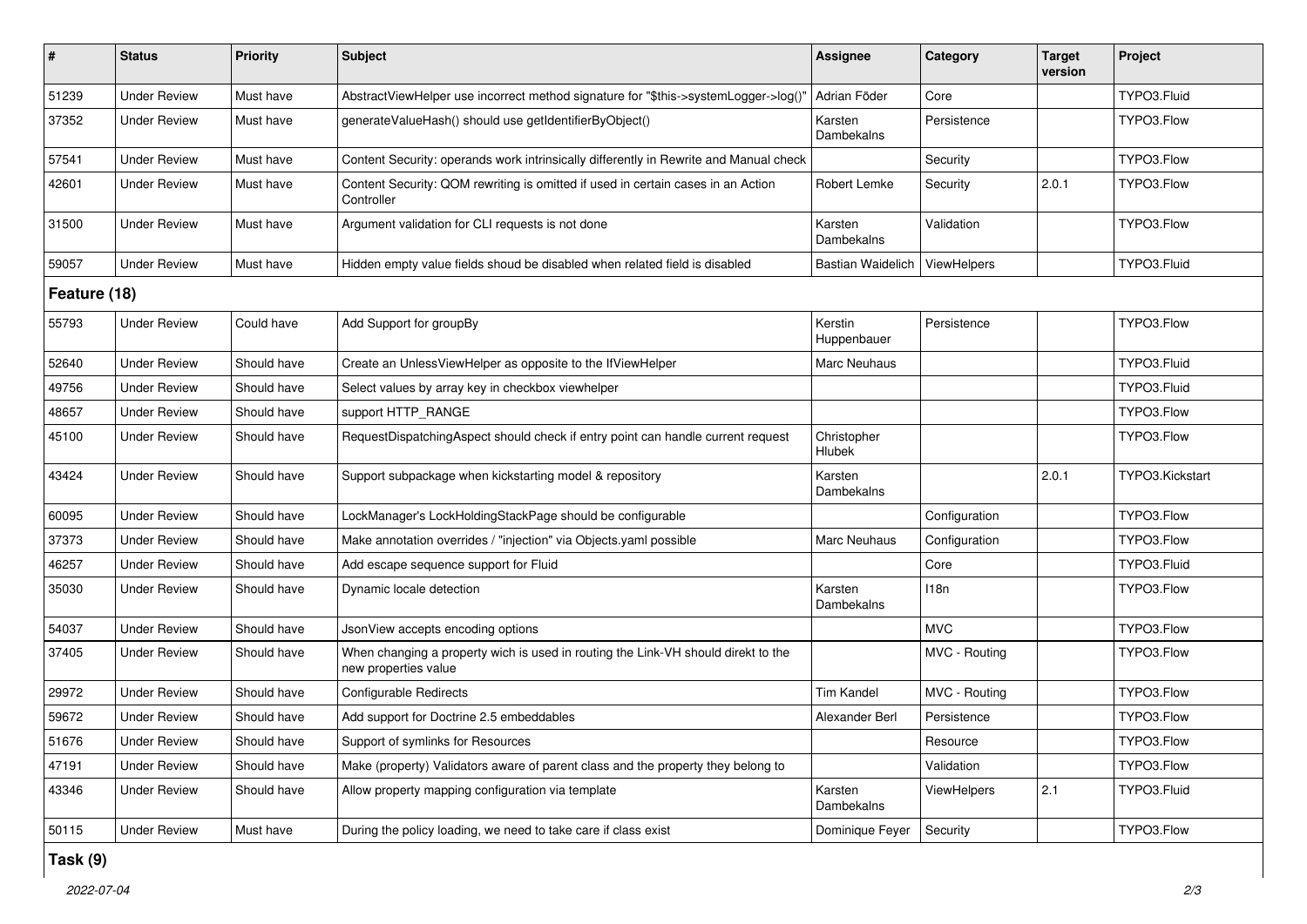| # | Status | Priority | Subject | Assignee | Category | Target version | Project |
|---|---|---|---|---|---|---|---|
| 51239 | Under Review | Must have | AbstractViewHelper use incorrect method signature for "$this->systemLogger->log()" | Adrian Föder | Core | | TYPO3.Fluid |
| 37352 | Under Review | Must have | generateValueHash() should use getIdentifierByObject() | Karsten Dambekalns | Persistence | | TYPO3.Flow |
| 57541 | Under Review | Must have | Content Security: operands work intrinsically differently in Rewrite and Manual check | | Security | | TYPO3.Flow |
| 42601 | Under Review | Must have | Content Security: QOM rewriting is omitted if used in certain cases in an Action Controller | Robert Lemke | Security | 2.0.1 | TYPO3.Flow |
| 31500 | Under Review | Must have | Argument validation for CLI requests is not done | Karsten Dambekalns | Validation | | TYPO3.Flow |
| 59057 | Under Review | Must have | Hidden empty value fields shoud be disabled when related field is disabled | Bastian Waidelich | ViewHelpers | | TYPO3.Fluid |

## Feature (18)

| # | Status | Priority | Subject | Assignee | Category | Target version | Project |
|---|---|---|---|---|---|---|---|
| 55793 | Under Review | Could have | Add Support for groupBy | Kerstin Huppenbauer | Persistence | | TYPO3.Flow |
| 52640 | Under Review | Should have | Create an UnlessViewHelper as opposite to the IfViewHelper | Marc Neuhaus | | | TYPO3.Fluid |
| 49756 | Under Review | Should have | Select values by array key in checkbox viewhelper | | | | TYPO3.Fluid |
| 48657 | Under Review | Should have | support HTTP_RANGE | | | | TYPO3.Flow |
| 45100 | Under Review | Should have | RequestDispatchingAspect should check if entry point can handle current request | Christopher Hlubek | | | TYPO3.Flow |
| 43424 | Under Review | Should have | Support subpackage when kickstarting model & repository | Karsten Dambekalns | | 2.0.1 | TYPO3.Kickstart |
| 60095 | Under Review | Should have | LockManager's LockHoldingStackPage should be configurable | | Configuration | | TYPO3.Flow |
| 37373 | Under Review | Should have | Make annotation overrides / "injection" via Objects.yaml possible | Marc Neuhaus | Configuration | | TYPO3.Flow |
| 46257 | Under Review | Should have | Add escape sequence support for Fluid | | Core | | TYPO3.Fluid |
| 35030 | Under Review | Should have | Dynamic locale detection | Karsten Dambekalns | I18n | | TYPO3.Flow |
| 54037 | Under Review | Should have | JsonView accepts encoding options | | MVC | | TYPO3.Flow |
| 37405 | Under Review | Should have | When changing a property wich is used in routing the Link-VH should direkt to the new properties value | | MVC - Routing | | TYPO3.Flow |
| 29972 | Under Review | Should have | Configurable Redirects | Tim Kandel | MVC - Routing | | TYPO3.Flow |
| 59672 | Under Review | Should have | Add support for Doctrine 2.5 embeddables | Alexander Berl | Persistence | | TYPO3.Flow |
| 51676 | Under Review | Should have | Support of symlinks for Resources | | Resource | | TYPO3.Flow |
| 47191 | Under Review | Should have | Make (property) Validators aware of parent class and the property they belong to | | Validation | | TYPO3.Flow |
| 43346 | Under Review | Should have | Allow property mapping configuration via template | Karsten Dambekalns | ViewHelpers | 2.1 | TYPO3.Fluid |
| 50115 | Under Review | Must have | During the policy loading, we need to take care if class exist | Dominique Feyer | Security | | TYPO3.Flow |

## Task (9)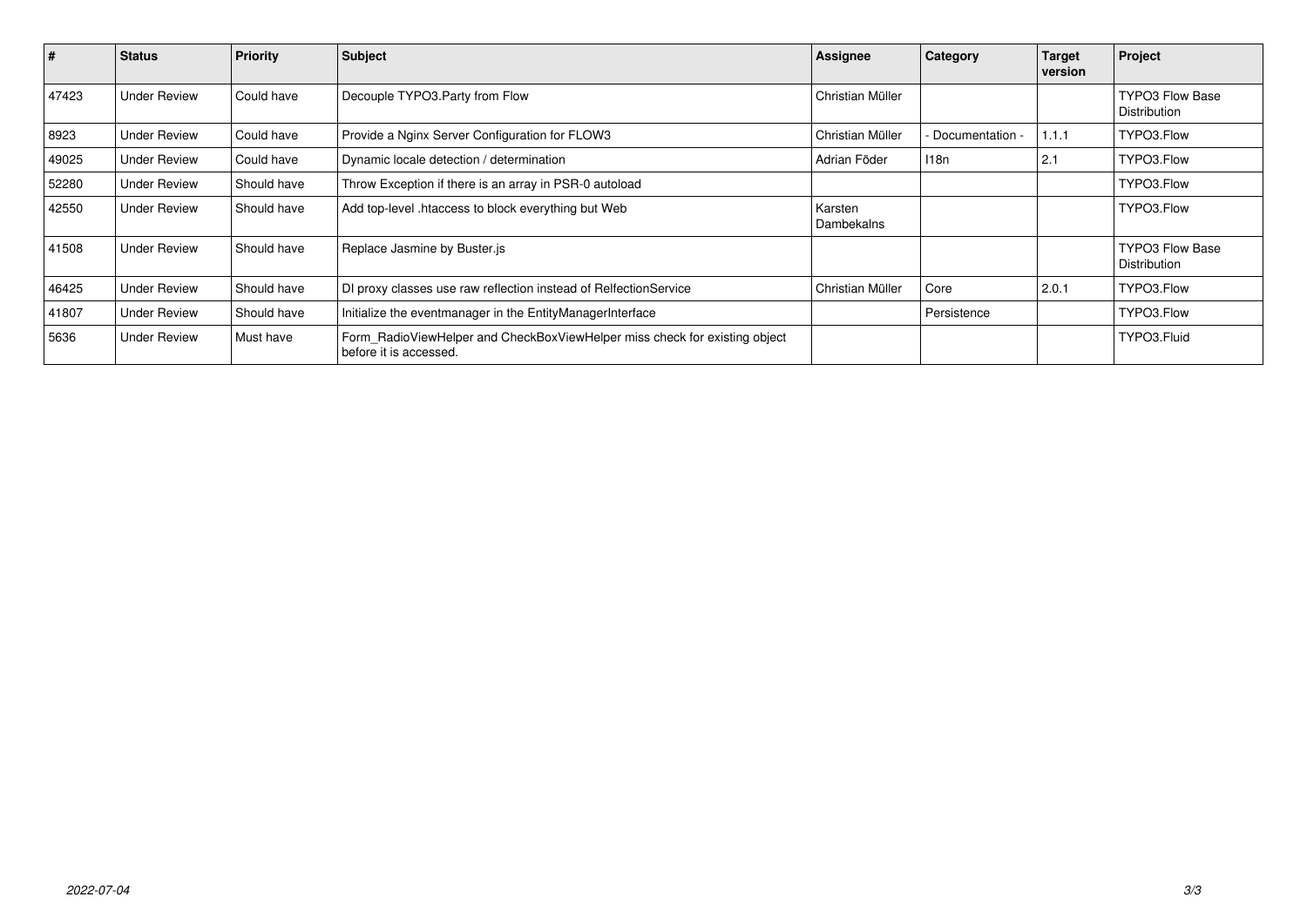| # | Status | Priority | Subject | Assignee | Category | Target version | Project |
|---|---|---|---|---|---|---|---|
| 47423 | Under Review | Could have | Decouple TYPO3.Party from Flow | Christian Müller | | | TYPO3 Flow Base Distribution |
| 8923 | Under Review | Could have | Provide a Nginx Server Configuration for FLOW3 | Christian Müller | - Documentation - | 1.1.1 | TYPO3.Flow |
| 49025 | Under Review | Could have | Dynamic locale detection / determination | Adrian Föder | I18n | 2.1 | TYPO3.Flow |
| 52280 | Under Review | Should have | Throw Exception if there is an array in PSR-0 autoload | | | | TYPO3.Flow |
| 42550 | Under Review | Should have | Add top-level .htaccess to block everything but Web | Karsten Dambekalns | | | TYPO3.Flow |
| 41508 | Under Review | Should have | Replace Jasmine by Buster.js | | | | TYPO3 Flow Base Distribution |
| 46425 | Under Review | Should have | DI proxy classes use raw reflection instead of RelfectionService | Christian Müller | Core | 2.0.1 | TYPO3.Flow |
| 41807 | Under Review | Should have | Initialize the eventmanager in the EntityManagerInterface | | Persistence | | TYPO3.Flow |
| 5636 | Under Review | Must have | Form_RadioViewHelper and CheckBoxViewHelper miss check for existing object before it is accessed. | | | | TYPO3.Fluid |